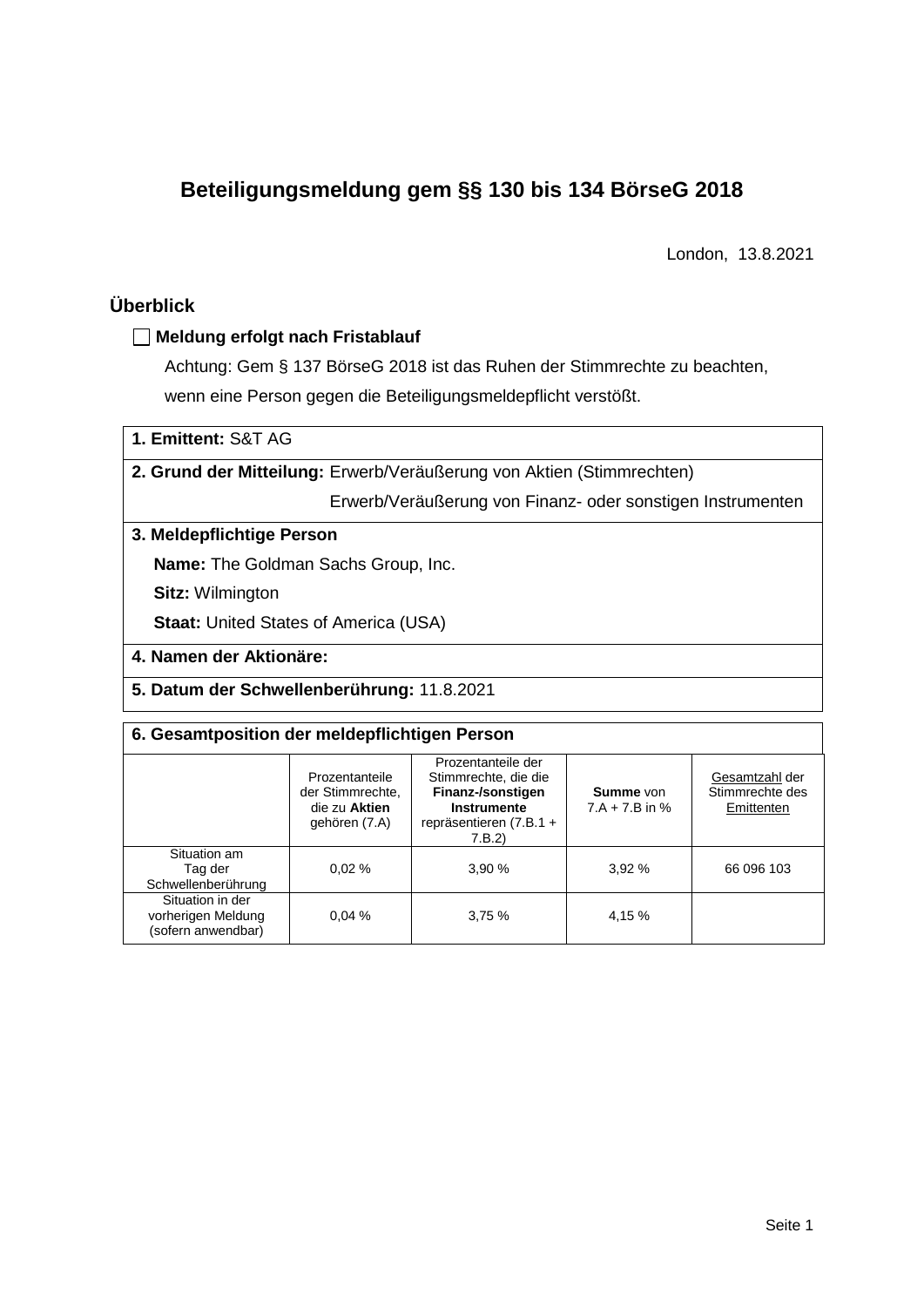# Beteiligungsmeldung gem §§ 130 bis 134 BörseG 2018

London, 13.8.2021

## Überblick

☐ **Meldung erfolgt nach Fristablauf**

Achtung: Gem § 137 BörseG 2018 ist das Ruhen der Stimmrechte zu beachten, wenn eine Person gegen die Beteiligungsmeldepflicht verstößt.

**1. Emittent:** S&T AG

**2. Grund der Mitteilung:** Erwerb/Veräußerung von Aktien (Stimmrechten)

Erwerb/Veräußerung von Finanz- oder sonstigen Instrumenten

**3. Meldepflichtige Person**

**Name:** The Goldman Sachs Group, Inc.

**Sitz:** Wilmington

**Staat:** United States of America (USA)

**4. Namen der Aktionäre:**

**5. Datum der Schwellenberührung:** 11.8.2021

**6. Gesamtposition der meldepflichtigen Person**

| | Prozentanteile der Stimmrechte, die zu **Aktien** gehören (7.A) | Prozentanteile der Stimmrechte, die die **Finanz-/sonstigen Instrumente** repräsentieren (7.B.1 + 7.B.2) | **Summe** von 7.A + 7.B in % | Gesamtzahl der Stimmrechte des Emittenten |
|---|---|---|---|---|
| Situation am Tag der Schwellenberührung | 0,02 % | 3,90 % | 3,92 % | 66 096 103 |
| Situation in der vorherigen Meldung (sofern anwendbar) | 0,04 % | 3,75 % | 4,15 % | |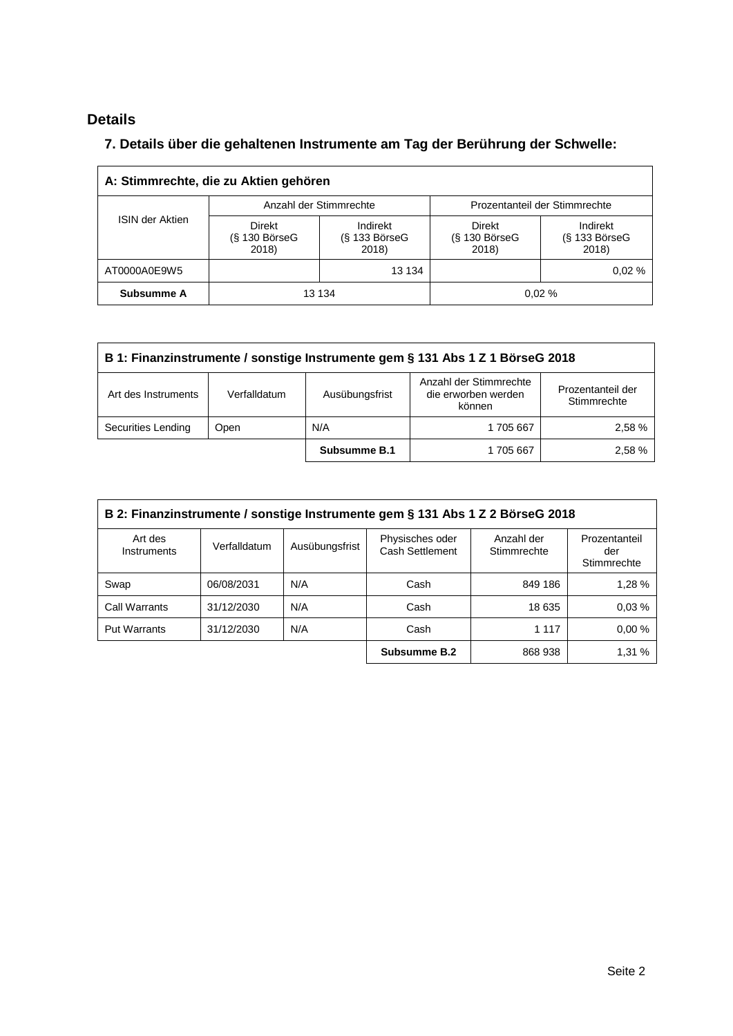## Details

### 7. Details über die gehaltenen Instrumente am Tag der Berührung der Schwelle:

| A: Stimmrechte, die zu Aktien gehören | | | | |
|---|---|---|---|---|
| ISIN der Aktien | Anzahl der Stimmrechte | | Prozentanteil der Stimmrechte | |
| | Direkt (§ 130 BörseG 2018) | Indirekt (§ 133 BörseG 2018) | Direkt (§ 130 BörseG 2018) | Indirekt (§ 133 BörseG 2018) |
| AT0000A0E9W5 | | 13 134 | | 0,02 % |
| **Subsumme A** | 13 134 | | 0,02 % | |

| B 1: Finanzinstrumente / sonstige Instrumente gem § 131 Abs 1 Z 1 BörseG 2018 | | | | |
|---|---|---|---|---|
| Art des Instruments | Verfalldatum | Ausübungsfrist | Anzahl der Stimmrechte die erworben werden können | Prozentanteil der Stimmrechte |
| Securities Lending | Open | N/A | 1 705 667 | 2,58 % |
| | | **Subsumme B.1** | 1 705 667 | 2,58 % |

| B 2: Finanzinstrumente / sonstige Instrumente gem § 131 Abs 1 Z 2 BörseG 2018 | | | | | |
|---|---|---|---|---|---|
| Art des Instruments | Verfalldatum | Ausübungsfrist | Physisches oder Cash Settlement | Anzahl der Stimmrechte | Prozentanteil der Stimmrechte |
| Swap | 06/08/2031 | N/A | Cash | 849 186 | 1,28 % |
| Call Warrants | 31/12/2030 | N/A | Cash | 18 635 | 0,03 % |
| Put Warrants | 31/12/2030 | N/A | Cash | 1 117 | 0,00 % |
| | | | **Subsumme B.2** | 868 938 | 1,31 % |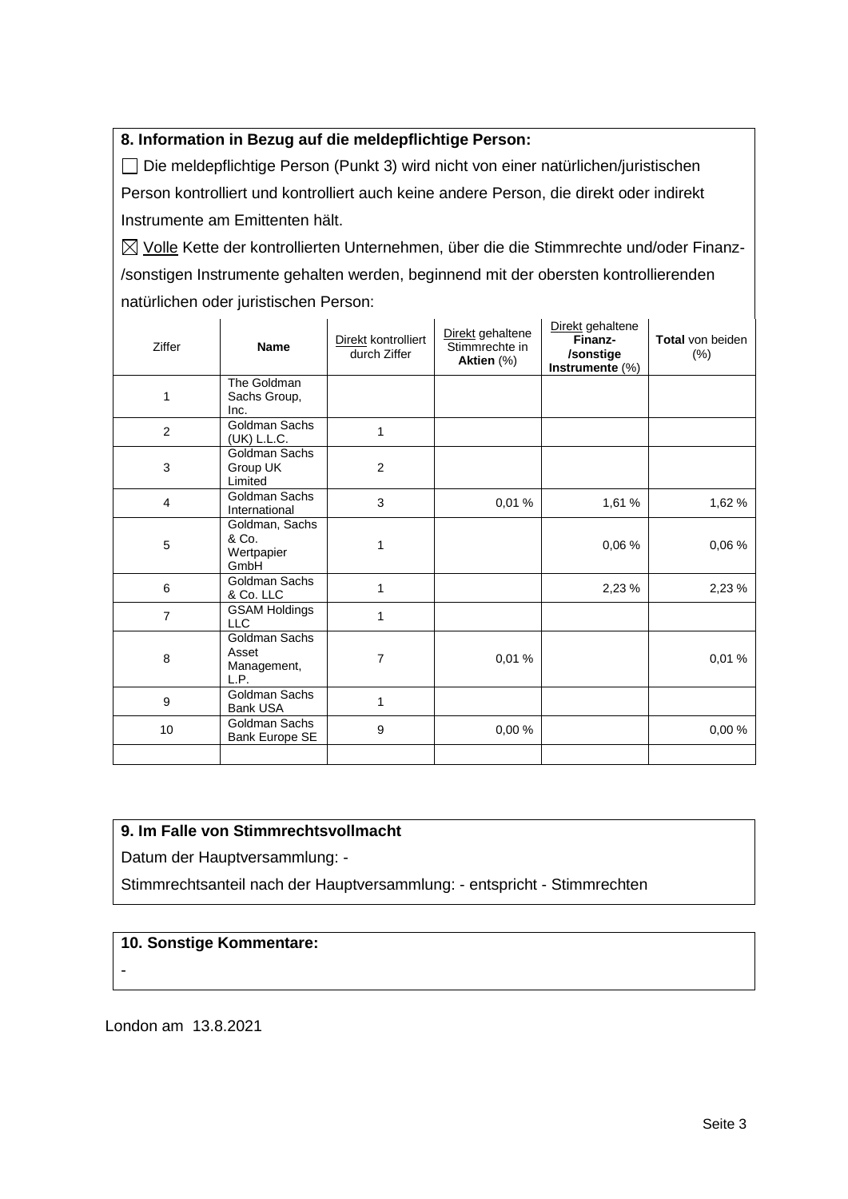**8. Information in Bezug auf die meldepflichtige Person:**

☐ Die meldepflichtige Person (Punkt 3) wird nicht von einer natürlichen/juristischen Person kontrolliert und kontrolliert auch keine andere Person, die direkt oder indirekt Instrumente am Emittenten hält.

☒ Volle Kette der kontrollierten Unternehmen, über die die Stimmrechte und/oder Finanz-/sonstigen Instrumente gehalten werden, beginnend mit der obersten kontrollierenden natürlichen oder juristischen Person:

| Ziffer | Name | Direkt kontrolliert durch Ziffer | Direkt gehaltene Stimmrechte in **Aktien** (%) | Direkt gehaltene **Finanz-/sonstige Instrumente** (%) | **Total** von beiden (%) |
|---|---|---|---|---|---|
| 1 | The Goldman Sachs Group, Inc. | | | | |
| 2 | Goldman Sachs (UK) L.L.C. | 1 | | | |
| 3 | Goldman Sachs Group UK Limited | 2 | | | |
| 4 | Goldman Sachs International | 3 | 0,01 % | 1,61 % | 1,62 % |
| 5 | Goldman, Sachs & Co. Wertpapier GmbH | 1 | | 0,06 % | 0,06 % |
| 6 | Goldman Sachs & Co. LLC | 1 | | 2,23 % | 2,23 % |
| 7 | GSAM Holdings LLC | 1 | | | |
| 8 | Goldman Sachs Asset Management, L.P. | 7 | 0,01 % | | 0,01 % |
| 9 | Goldman Sachs Bank USA | 1 | | | |
| 10 | Goldman Sachs Bank Europe SE | 9 | 0,00 % | | 0,00 % |
| | | | | | |

**9. Im Falle von Stimmrechtsvollmacht**

Datum der Hauptversammlung: -

Stimmrechtsanteil nach der Hauptversammlung: - entspricht - Stimmrechten

**10. Sonstige Kommentare:**

-

London am 13.8.2021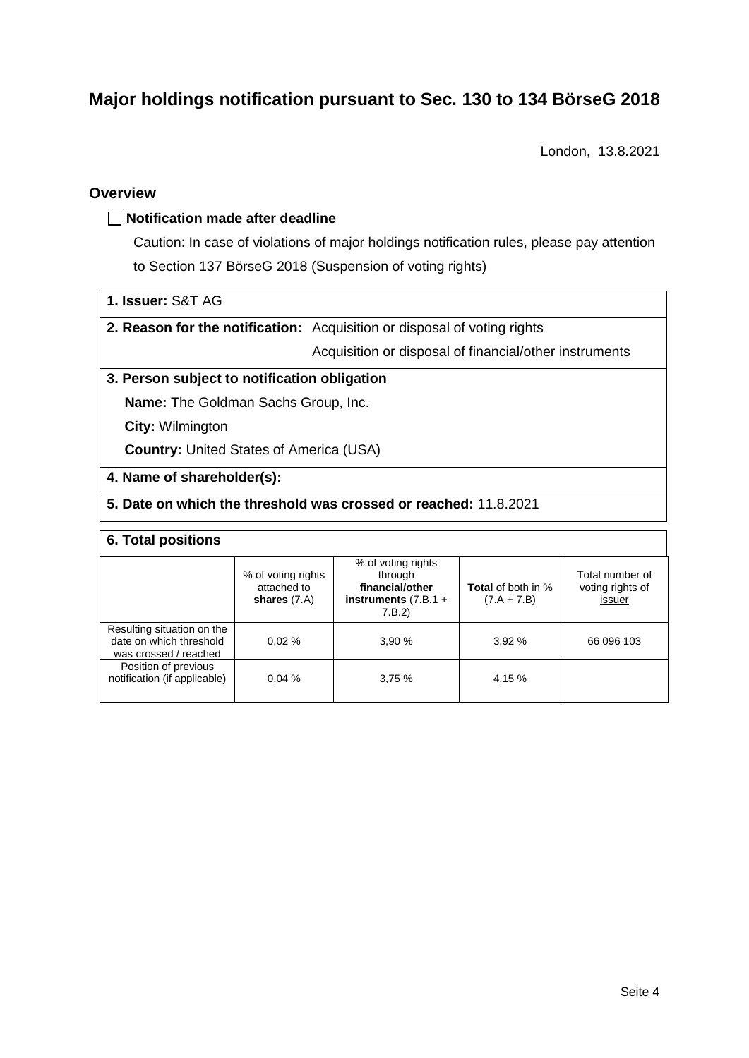# Major holdings notification pursuant to Sec. 130 to 134 BörseG 2018

London, 13.8.2021

## Overview

☐ **Notification made after deadline**

Caution: In case of violations of major holdings notification rules, please pay attention to Section 137 BörseG 2018 (Suspension of voting rights)

**1. Issuer:** S&T AG

**2. Reason for the notification:** Acquisition or disposal of voting rights
Acquisition or disposal of financial/other instruments

**3. Person subject to notification obligation**

**Name:** The Goldman Sachs Group, Inc.

**City:** Wilmington

**Country:** United States of America (USA)

**4. Name of shareholder(s):**

**5. Date on which the threshold was crossed or reached:** 11.8.2021

**6. Total positions**

| | % of voting rights attached to **shares** (7.A) | % of voting rights through **financial/other instruments** (7.B.1 + 7.B.2) | **Total** of both in % (7.A + 7.B) | Total number of voting rights of issuer |
|---|---|---|---|---|
| Resulting situation on the date on which threshold was crossed / reached | 0,02 % | 3,90 % | 3,92 % | 66 096 103 |
| Position of previous notification (if applicable) | 0,04 % | 3,75 % | 4,15 % | |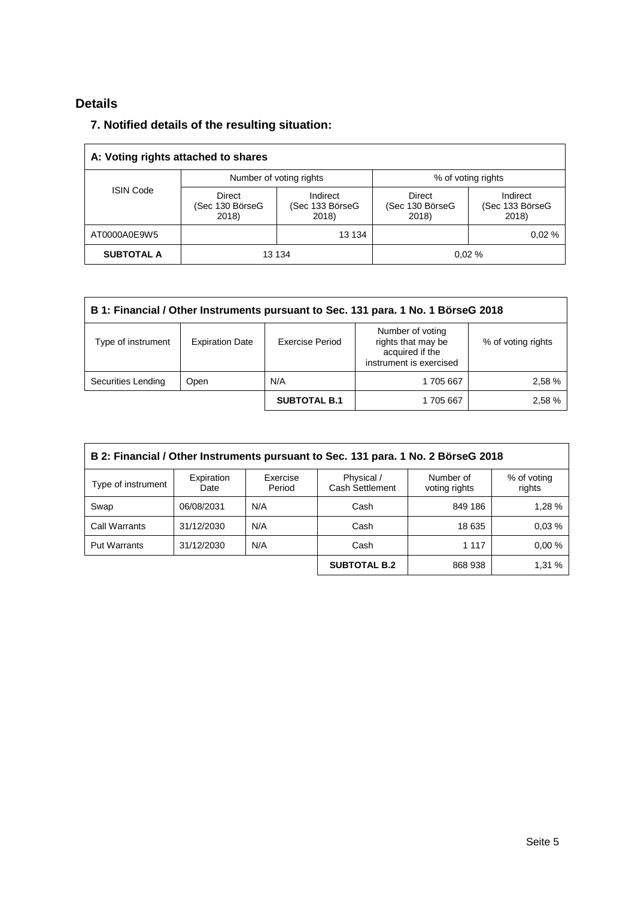## Details

### 7. Notified details of the resulting situation:

| A: Voting rights attached to shares | | | | |
|---|---|---|---|---|
| ISIN Code | Number of voting rights | | % of voting rights | |
| | Direct (Sec 130 BörseG 2018) | Indirect (Sec 133 BörseG 2018) | Direct (Sec 130 BörseG 2018) | Indirect (Sec 133 BörseG 2018) |
| AT0000A0E9W5 | | 13 134 | | 0,02 % |
| **SUBTOTAL A** | 13 134 | | 0,02 % | |

| B 1: Financial / Other Instruments pursuant to Sec. 131 para. 1 No. 1 BörseG 2018 | | | | |
|---|---|---|---|---|
| Type of instrument | Expiration Date | Exercise Period | Number of voting rights that may be acquired if the instrument is exercised | % of voting rights |
| Securities Lending | Open | N/A | 1 705 667 | 2,58 % |
| | | **SUBTOTAL B.1** | 1 705 667 | 2,58 % |

| B 2: Financial / Other Instruments pursuant to Sec. 131 para. 1 No. 2 BörseG 2018 | | | | | |
|---|---|---|---|---|---|
| Type of instrument | Expiration Date | Exercise Period | Physical / Cash Settlement | Number of voting rights | % of voting rights |
| Swap | 06/08/2031 | N/A | Cash | 849 186 | 1,28 % |
| Call Warrants | 31/12/2030 | N/A | Cash | 18 635 | 0,03 % |
| Put Warrants | 31/12/2030 | N/A | Cash | 1 117 | 0,00 % |
| | | | **SUBTOTAL B.2** | 868 938 | 1,31 % |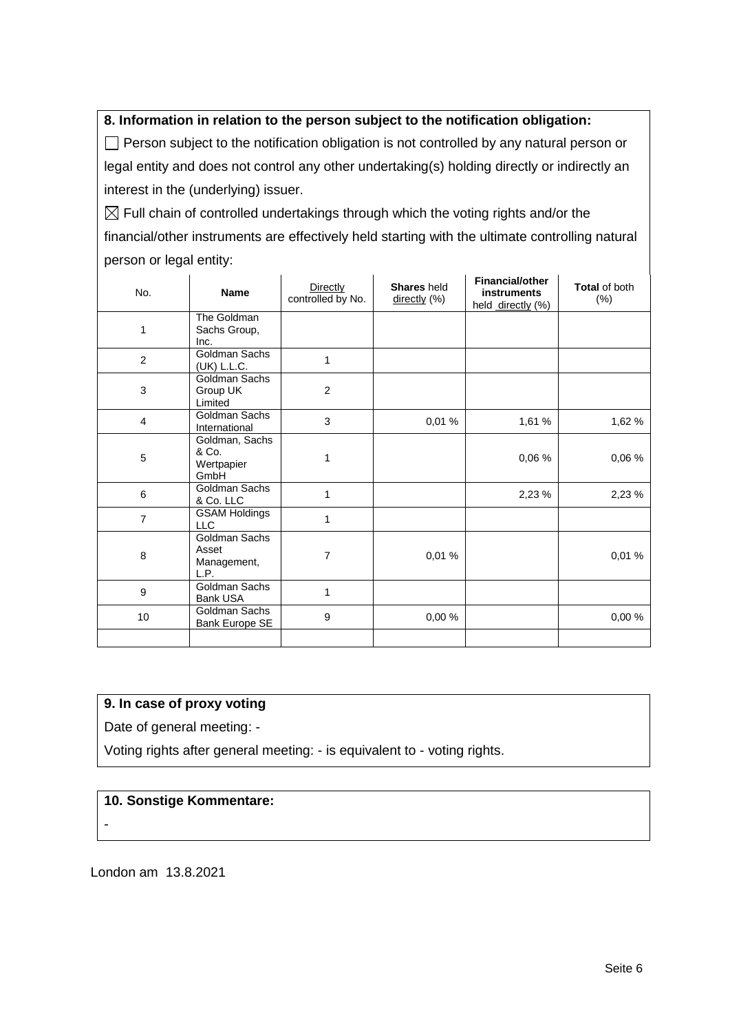### 8. Information in relation to the person subject to the notification obligation:

☐ Person subject to the notification obligation is not controlled by any natural person or legal entity and does not control any other undertaking(s) holding directly or indirectly an interest in the (underlying) issuer.

☒ Full chain of controlled undertakings through which the voting rights and/or the financial/other instruments are effectively held starting with the ultimate controlling natural person or legal entity:

| No. | Name | Directly controlled by No. | Shares held directly (%) | Financial/other instruments held directly (%) | Total of both (%) |
|---|---|---|---|---|---|
| 1 | The Goldman Sachs Group, Inc. | | | | |
| 2 | Goldman Sachs (UK) L.L.C. | 1 | | | |
| 3 | Goldman Sachs Group UK Limited | 2 | | | |
| 4 | Goldman Sachs International | 3 | 0,01 % | 1,61 % | 1,62 % |
| 5 | Goldman, Sachs & Co. Wertpapier GmbH | 1 | | 0,06 % | 0,06 % |
| 6 | Goldman Sachs & Co. LLC | 1 | | 2,23 % | 2,23 % |
| 7 | GSAM Holdings LLC | 1 | | | |
| 8 | Goldman Sachs Asset Management, L.P. | 7 | 0,01 % | | 0,01 % |
| 9 | Goldman Sachs Bank USA | 1 | | | |
| 10 | Goldman Sachs Bank Europe SE | 9 | 0,00 % | | 0,00 % |
| | | | | | |

### 9. In case of proxy voting

Date of general meeting: -

Voting rights after general meeting: - is equivalent to - voting rights.

### 10. Sonstige Kommentare:

-

London am 13.8.2021